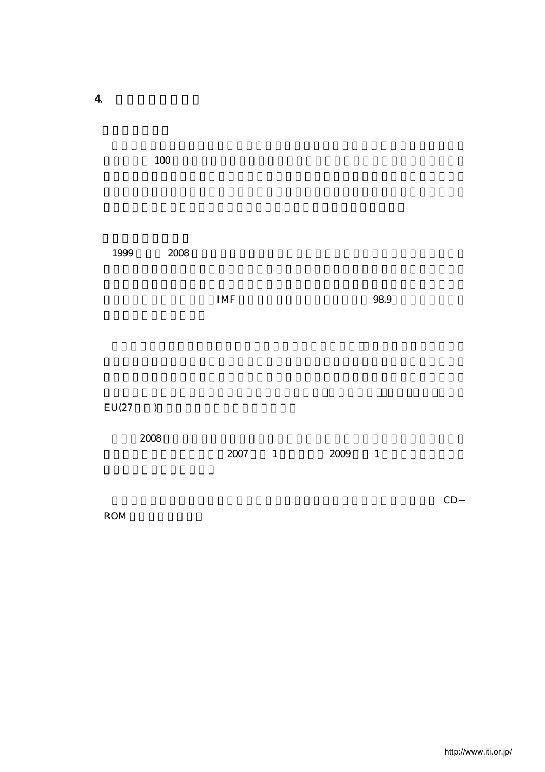# 4.

100

1999 2008

IMF 98.9

EU(27 )

2008

2007 1 2009 1

CD−
ROM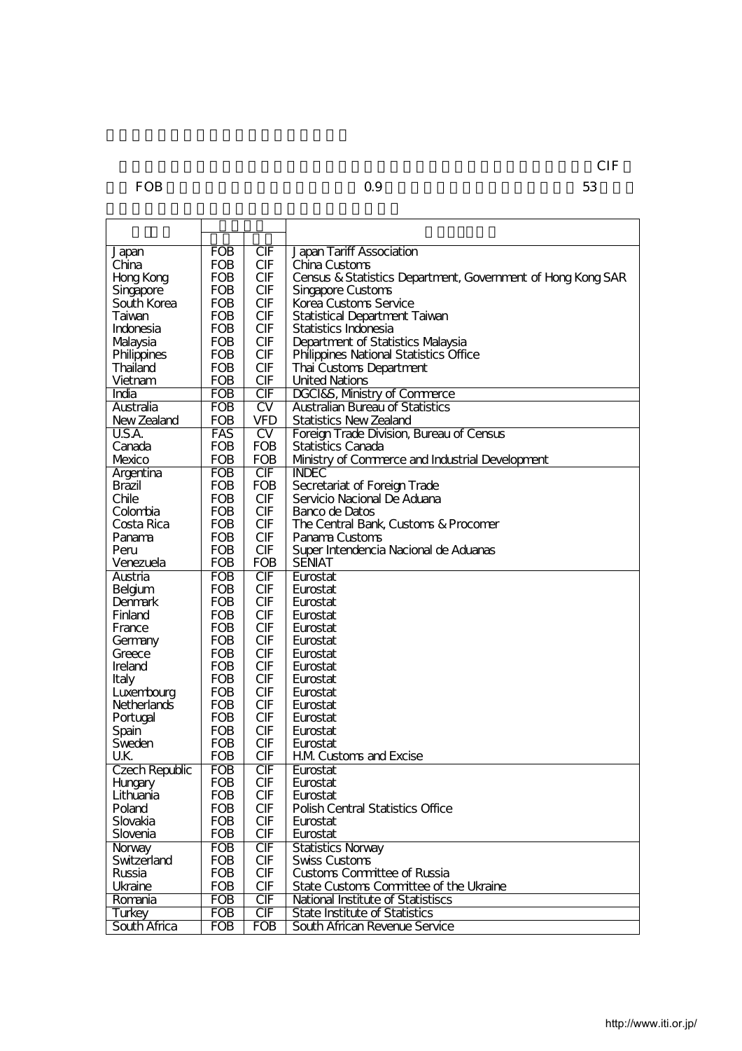CIF

FOB 0.9 53

| | | | |
|---|---|---|---|
| Japan | FOB | CIF | Japan Tariff Association |
| China | FOB | CIF | China Customs |
| Hong Kong | FOB | CIF | Census & Statistics Department, Government of Hong Kong SAR |
| Singapore | FOB | CIF | Singapore Customs |
| South Korea | FOB | CIF | Korea Customs Service |
| Taiwan | FOB | CIF | Statistical Department Taiwan |
| Indonesia | FOB | CIF | Statistics Indonesia |
| Malaysia | FOB | CIF | Department of Statistics Malaysia |
| Philippines | FOB | CIF | Philippines National Statistics Office |
| Thailand | FOB | CIF | Thai Customs Department |
| Vietnam | FOB | CIF | United Nations |
| India | FOB | CIF | DGCI&S, Ministry of Commerce |
| Australia | FOB | CV | Australian Bureau of Statistics |
| New Zealand | FOB | VFD | Statistics New Zealand |
| U.S.A. | FAS | CV | Foreign Trade Division, Bureau of Census |
| Canada | FOB | FOB | Statistics Canada |
| Mexico | FOB | FOB | Ministry of Commerce and Industrial Development |
| Argentina | FOB | CIF | INDEC |
| Brazil | FOB | FOB | Secretariat of Foreign Trade |
| Chile | FOB | CIF | Servicio Nacional De Aduana |
| Colombia | FOB | CIF | Banco de Datos |
| Costa Rica | FOB | CIF | The Central Bank, Customs & Procomer |
| Panama | FOB | CIF | Panama Customs |
| Peru | FOB | CIF | Super Intendencia Nacional de Aduanas |
| Venezuela | FOB | FOB | SENIAT |
| Austria | FOB | CIF | Eurostat |
| Belgium | FOB | CIF | Eurostat |
| Denmark | FOB | CIF | Eurostat |
| Finland | FOB | CIF | Eurostat |
| France | FOB | CIF | Eurostat |
| Germany | FOB | CIF | Eurostat |
| Greece | FOB | CIF | Eurostat |
| Ireland | FOB | CIF | Eurostat |
| Italy | FOB | CIF | Eurostat |
| Luxembourg | FOB | CIF | Eurostat |
| Netherlands | FOB | CIF | Eurostat |
| Portugal | FOB | CIF | Eurostat |
| Spain | FOB | CIF | Eurostat |
| Sweden | FOB | CIF | Eurostat |
| U.K. | FOB | CIF | H.M. Customs and Excise |
| Czech Republic | FOB | CIF | Eurostat |
| Hungary | FOB | CIF | Eurostat |
| Lithuania | FOB | CIF | Eurostat |
| Poland | FOB | CIF | Polish Central Statistics Office |
| Slovakia | FOB | CIF | Eurostat |
| Slovenia | FOB | CIF | Eurostat |
| Norway | FOB | CIF | Statistics Norway |
| Switzerland | FOB | CIF | Swiss Customs |
| Russia | FOB | CIF | Customs Committee of Russia |
| Ukraine | FOB | CIF | State Customs Committee of the Ukraine |
| Romania | FOB | CIF | National Institute of Statistiscs |
| Turkey | FOB | CIF | State Institute of Statistics |
| South Africa | FOB | FOB | South African Revenue Service |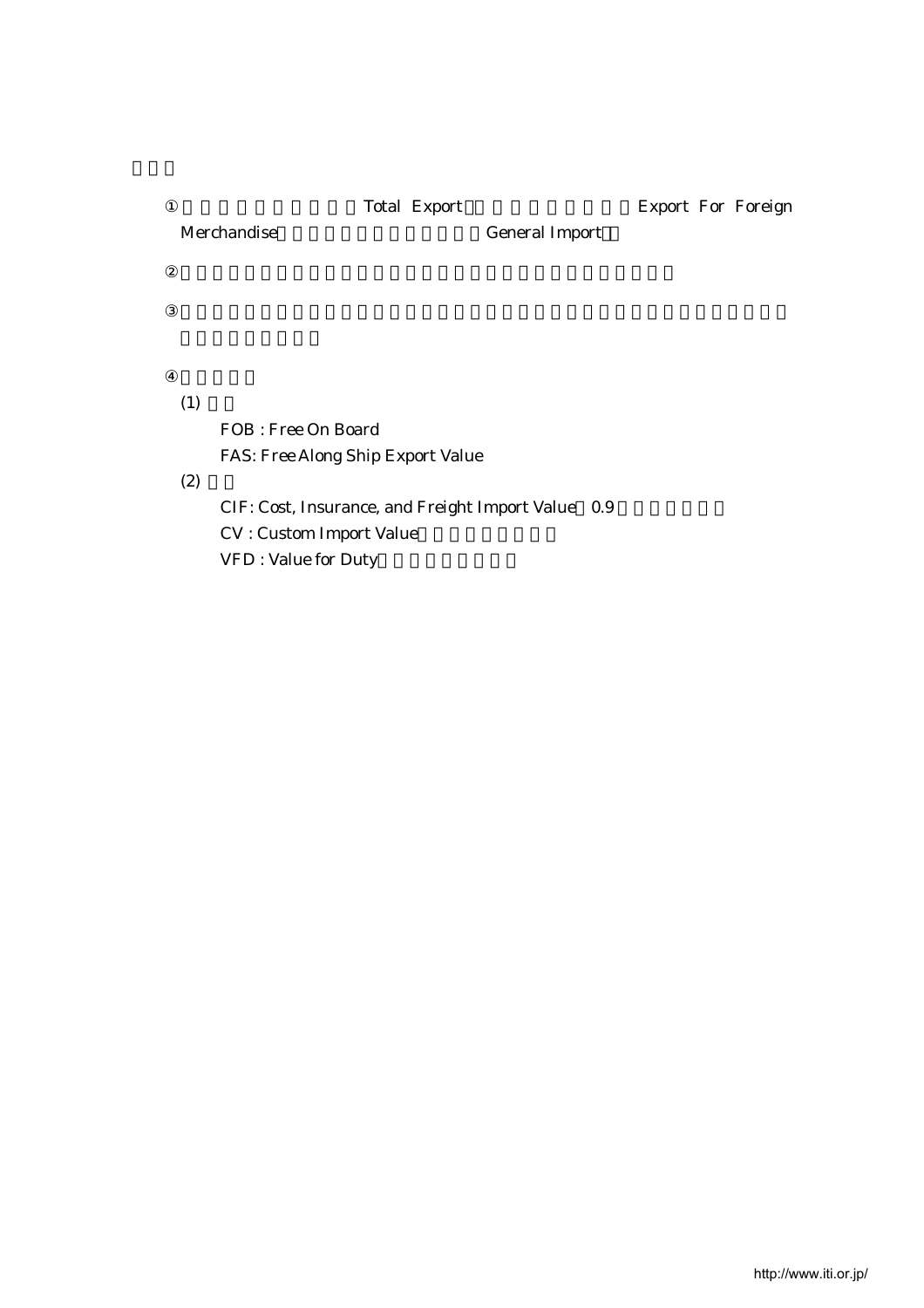①　Total Export　Export For Foreign Merchandise　General Import

②

③

④

(1)

FOB : Free On Board

FAS: Free Along Ship Export Value

(2)

CIF: Cost, Insurance, and Freight Import Value　0.9

CV : Custom Import Value

VFD : Value for Duty